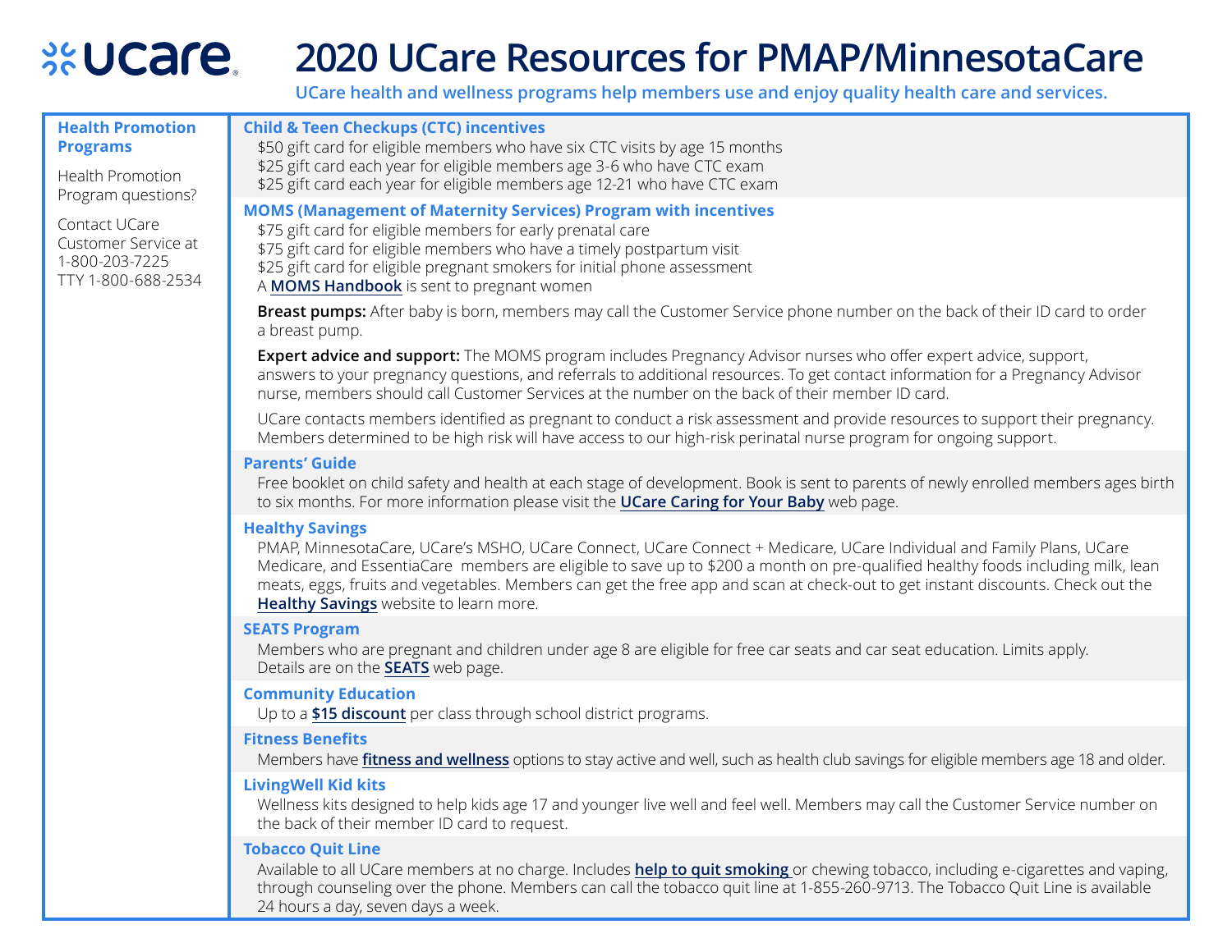# 2020 UCare Resources for PMAP/MinnesotaCare

**UCare health and wellness programs help members use and enjoy quality health care and services.**

## Health Promotion Programs

Health Promotion Program questions?

Contact UCare Customer Service at 1-800-203-7225 TTY 1-800-688-2534

### Child & Teen Checkups (CTC) incentives

$50 gift card for eligible members who have six CTC visits by age 15 months
$25 gift card each year for eligible members age 3-6 who have CTC exam
$25 gift card each year for eligible members age 12-21 who have CTC exam

### MOMS (Management of Maternity Services) Program with incentives

$75 gift card for eligible members for early prenatal care
$75 gift card for eligible members who have a timely postpartum visit
$25 gift card for eligible pregnant smokers for initial phone assessment
A **MOMS Handbook** is sent to pregnant women

**Breast pumps:** After baby is born, members may call the Customer Service phone number on the back of their ID card to order a breast pump.

**Expert advice and support:** The MOMS program includes Pregnancy Advisor nurses who offer expert advice, support, answers to your pregnancy questions, and referrals to additional resources. To get contact information for a Pregnancy Advisor nurse, members should call Customer Services at the number on the back of their member ID card.

UCare contacts members identified as pregnant to conduct a risk assessment and provide resources to support their pregnancy. Members determined to be high risk will have access to our high-risk perinatal nurse program for ongoing support.

### Parents' Guide

Free booklet on child safety and health at each stage of development. Book is sent to parents of newly enrolled members ages birth to six months. For more information please visit the **UCare Caring for Your Baby** web page.

### Healthy Savings

PMAP, MinnesotaCare, UCare's MSHO, UCare Connect, UCare Connect + Medicare, UCare Individual and Family Plans, UCare Medicare, and EssentiaCare members are eligible to save up to $200 a month on pre-qualified healthy foods including milk, lean meats, eggs, fruits and vegetables. Members can get the free app and scan at check-out to get instant discounts. Check out the **Healthy Savings** website to learn more.

### SEATS Program

Members who are pregnant and children under age 8 are eligible for free car seats and car seat education. Limits apply. Details are on the **SEATS** web page.

### Community Education

Up to a **$15 discount** per class through school district programs.

### Fitness Benefits

Members have **fitness and wellness** options to stay active and well, such as health club savings for eligible members age 18 and older.

### LivingWell Kid kits

Wellness kits designed to help kids age 17 and younger live well and feel well. Members may call the Customer Service number on the back of their member ID card to request.

### Tobacco Quit Line

Available to all UCare members at no charge. Includes **help to quit smoking** or chewing tobacco, including e-cigarettes and vaping, through counseling over the phone. Members can call the tobacco quit line at 1-855-260-9713. The Tobacco Quit Line is available 24 hours a day, seven days a week.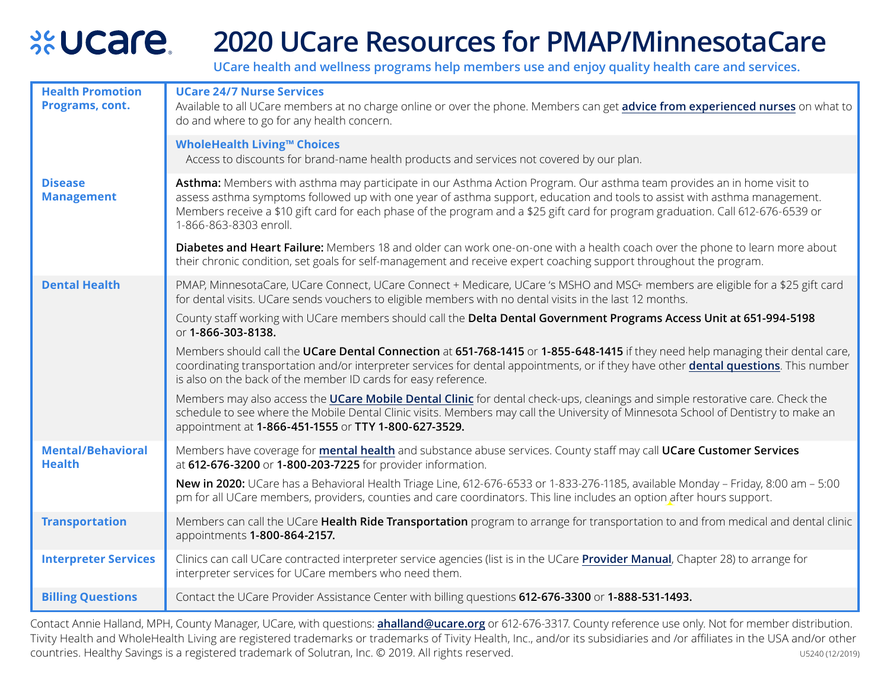# 2020 UCare Resources for PMAP/MinnesotaCare

UCare health and wellness programs help members use and enjoy quality health care and services.

| | |
|---|---|
| **Health Promotion Programs, cont.** | **UCare 24/7 Nurse Services**<br>Available to all UCare members at no charge online or over the phone. Members can get **advice from experienced nurses** on what to do and where to go for any health concern. |
| | **WholeHealth Living™ Choices**<br>Access to discounts for brand-name health products and services not covered by our plan. |
| **Disease Management** | **Asthma:** Members with asthma may participate in our Asthma Action Program. Our asthma team provides an in home visit to assess asthma symptoms followed up with one year of asthma support, education and tools to assist with asthma management. Members receive a $10 gift card for each phase of the program and a $25 gift card for program graduation. Call 612-676-6539 or 1-866-863-8303 enroll.<br><br>**Diabetes and Heart Failure:** Members 18 and older can work one-on-one with a health coach over the phone to learn more about their chronic condition, set goals for self-management and receive expert coaching support throughout the program. |
| **Dental Health** | PMAP, MinnesotaCare, UCare Connect, UCare Connect + Medicare, UCare 's MSHO and MSC+ members are eligible for a $25 gift card for dental visits. UCare sends vouchers to eligible members with no dental visits in the last 12 months.<br><br>County staff working with UCare members should call the **Delta Dental Government Programs Access Unit at 651-994-5198** or **1-866-303-8138.**<br><br>Members should call the **UCare Dental Connection** at **651-768-1415** or **1-855-648-1415** if they need help managing their dental care, coordinating transportation and/or interpreter services for dental appointments, or if they have other **dental questions**. This number is also on the back of the member ID cards for easy reference.<br><br>Members may also access the **UCare Mobile Dental Clinic** for dental check-ups, cleanings and simple restorative care. Check the schedule to see where the Mobile Dental Clinic visits. Members may call the University of Minnesota School of Dentistry to make an appointment at **1-866-451-1555** or **TTY 1-800-627-3529.** |
| **Mental/Behavioral Health** | Members have coverage for **mental health** and substance abuse services. County staff may call **UCare Customer Services** at **612-676-3200** or **1-800-203-7225** for provider information.<br><br>**New in 2020:** UCare has a Behavioral Health Triage Line, 612-676-6533 or 1-833-276-1185, available Monday – Friday, 8:00 am – 5:00 pm for all UCare members, providers, counties and care coordinators. This line includes an option after hours support. |
| **Transportation** | Members can call the UCare **Health Ride Transportation** program to arrange for transportation to and from medical and dental clinic appointments **1-800-864-2157.** |
| **Interpreter Services** | Clinics can call UCare contracted interpreter service agencies (list is in the UCare **Provider Manual**, Chapter 28) to arrange for interpreter services for UCare members who need them. |
| **Billing Questions** | Contact the UCare Provider Assistance Center with billing questions **612-676-3300** or **1-888-531-1493.** |

Contact Annie Halland, MPH, County Manager, UCare, with questions: **ahalland@ucare.org** or 612-676-3317. County reference use only. Not for member distribution. Tivity Health and WholeHealth Living are registered trademarks or trademarks of Tivity Health, Inc., and/or its subsidiaries and /or affiliates in the USA and/or other countries. Healthy Savings is a registered trademark of Solutran, Inc. © 2019. All rights reserved.

U5240 (12/2019)